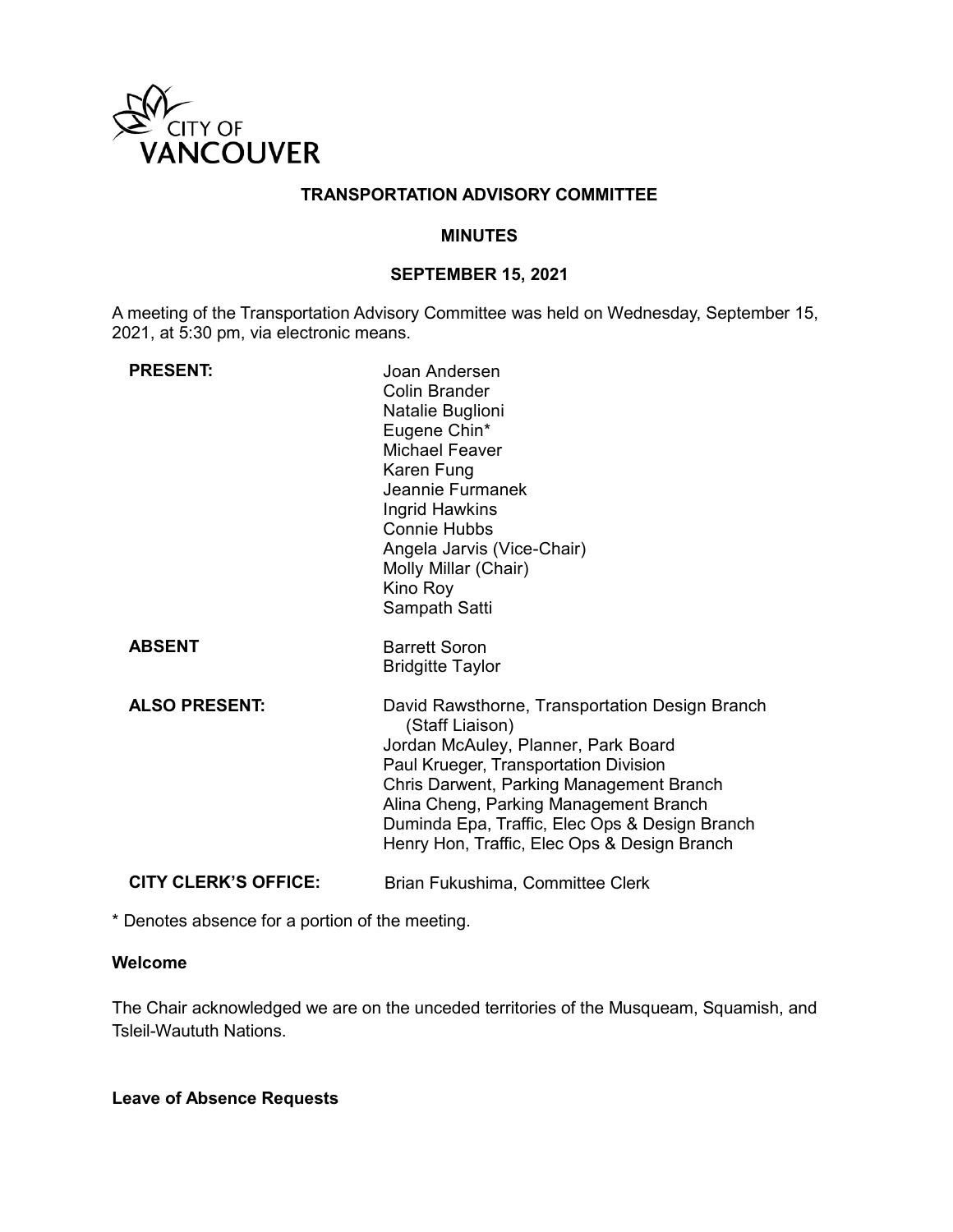CITY OF VANCOUVER

# TRANSPORTATION ADVISORY COMMITTEE

## MINUTES

## SEPTEMBER 15, 2021

A meeting of the Transportation Advisory Committee was held on Wednesday, September 15, 2021, at 5:30 pm, via electronic means.

**PRESENT:**
Joan Andersen
Colin Brander
Natalie Buglioni
Eugene Chin*
Michael Feaver
Karen Fung
Jeannie Furmanek
Ingrid Hawkins
Connie Hubbs
Angela Jarvis (Vice-Chair)
Molly Millar (Chair)
Kino Roy
Sampath Satti

**ABSENT**
Barrett Soron
Bridgitte Taylor

**ALSO PRESENT:**
David Rawsthorne, Transportation Design Branch (Staff Liaison)
Jordan McAuley, Planner, Park Board
Paul Krueger, Transportation Division
Chris Darwent, Parking Management Branch
Alina Cheng, Parking Management Branch
Duminda Epa, Traffic, Elec Ops & Design Branch
Henry Hon, Traffic, Elec Ops & Design Branch

**CITY CLERK'S OFFICE:**
Brian Fukushima, Committee Clerk

* Denotes absence for a portion of the meeting.

### Welcome

The Chair acknowledged we are on the unceded territories of the Musqueam, Squamish, and Tsleil-Waututh Nations.

### Leave of Absence Requests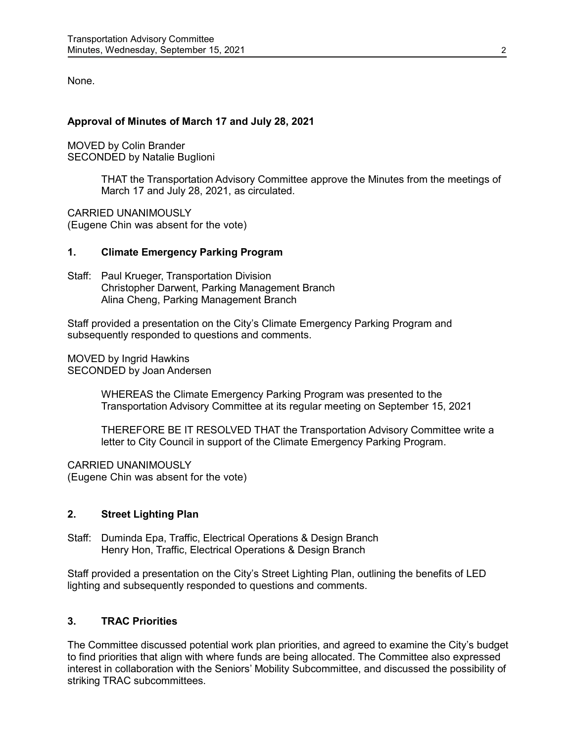None.

**Approval of Minutes of March 17 and July 28, 2021**

MOVED by Colin Brander
SECONDED by Natalie Buglioni

> THAT the Transportation Advisory Committee approve the Minutes from the meetings of March 17 and July 28, 2021, as circulated.

CARRIED UNANIMOUSLY
(Eugene Chin was absent for the vote)

## 1. Climate Emergency Parking Program

Staff: Paul Krueger, Transportation Division
Christopher Darwent, Parking Management Branch
Alina Cheng, Parking Management Branch

Staff provided a presentation on the City's Climate Emergency Parking Program and subsequently responded to questions and comments.

MOVED by Ingrid Hawkins
SECONDED by Joan Andersen

> WHEREAS the Climate Emergency Parking Program was presented to the Transportation Advisory Committee at its regular meeting on September 15, 2021
>
> THEREFORE BE IT RESOLVED THAT the Transportation Advisory Committee write a letter to City Council in support of the Climate Emergency Parking Program.

CARRIED UNANIMOUSLY
(Eugene Chin was absent for the vote)

## 2. Street Lighting Plan

Staff: Duminda Epa, Traffic, Electrical Operations & Design Branch
Henry Hon, Traffic, Electrical Operations & Design Branch

Staff provided a presentation on the City's Street Lighting Plan, outlining the benefits of LED lighting and subsequently responded to questions and comments.

## 3. TRAC Priorities

The Committee discussed potential work plan priorities, and agreed to examine the City's budget to find priorities that align with where funds are being allocated. The Committee also expressed interest in collaboration with the Seniors' Mobility Subcommittee, and discussed the possibility of striking TRAC subcommittees.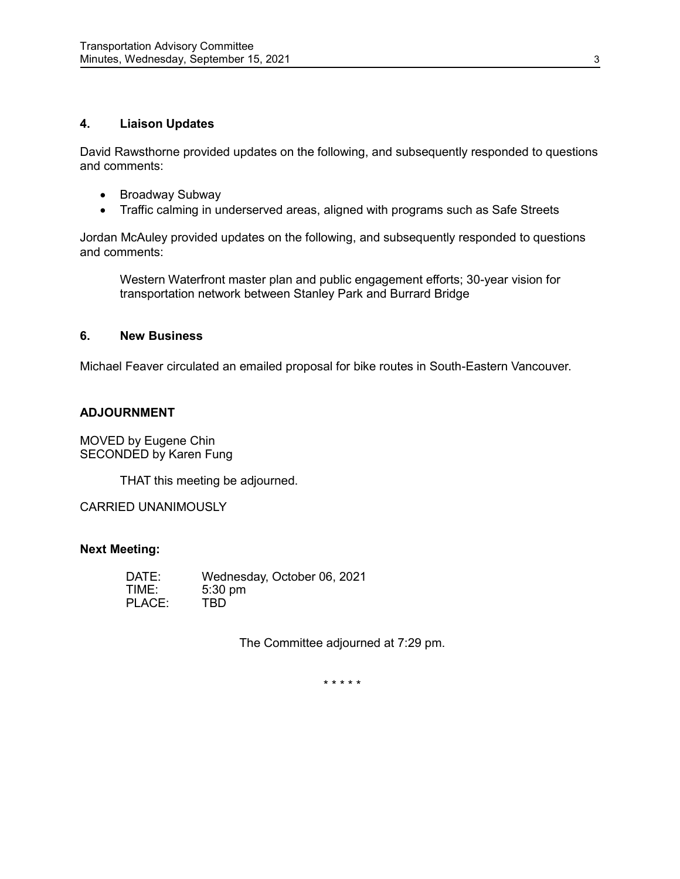## 4. Liaison Updates

David Rawsthorne provided updates on the following, and subsequently responded to questions and comments:

- Broadway Subway
- Traffic calming in underserved areas, aligned with programs such as Safe Streets

Jordan McAuley provided updates on the following, and subsequently responded to questions and comments:

> Western Waterfront master plan and public engagement efforts; 30-year vision for transportation network between Stanley Park and Burrard Bridge

## 6. New Business

Michael Feaver circulated an emailed proposal for bike routes in South-Eastern Vancouver.

## ADJOURNMENT

MOVED by Eugene Chin
SECONDED by Karen Fung

> THAT this meeting be adjourned.

CARRIED UNANIMOUSLY

**Next Meeting:**

| | |
|---|---|
| DATE: | Wednesday, October 06, 2021 |
| TIME: | 5:30 pm |
| PLACE: | TBD |

The Committee adjourned at 7:29 pm.

* * * * *